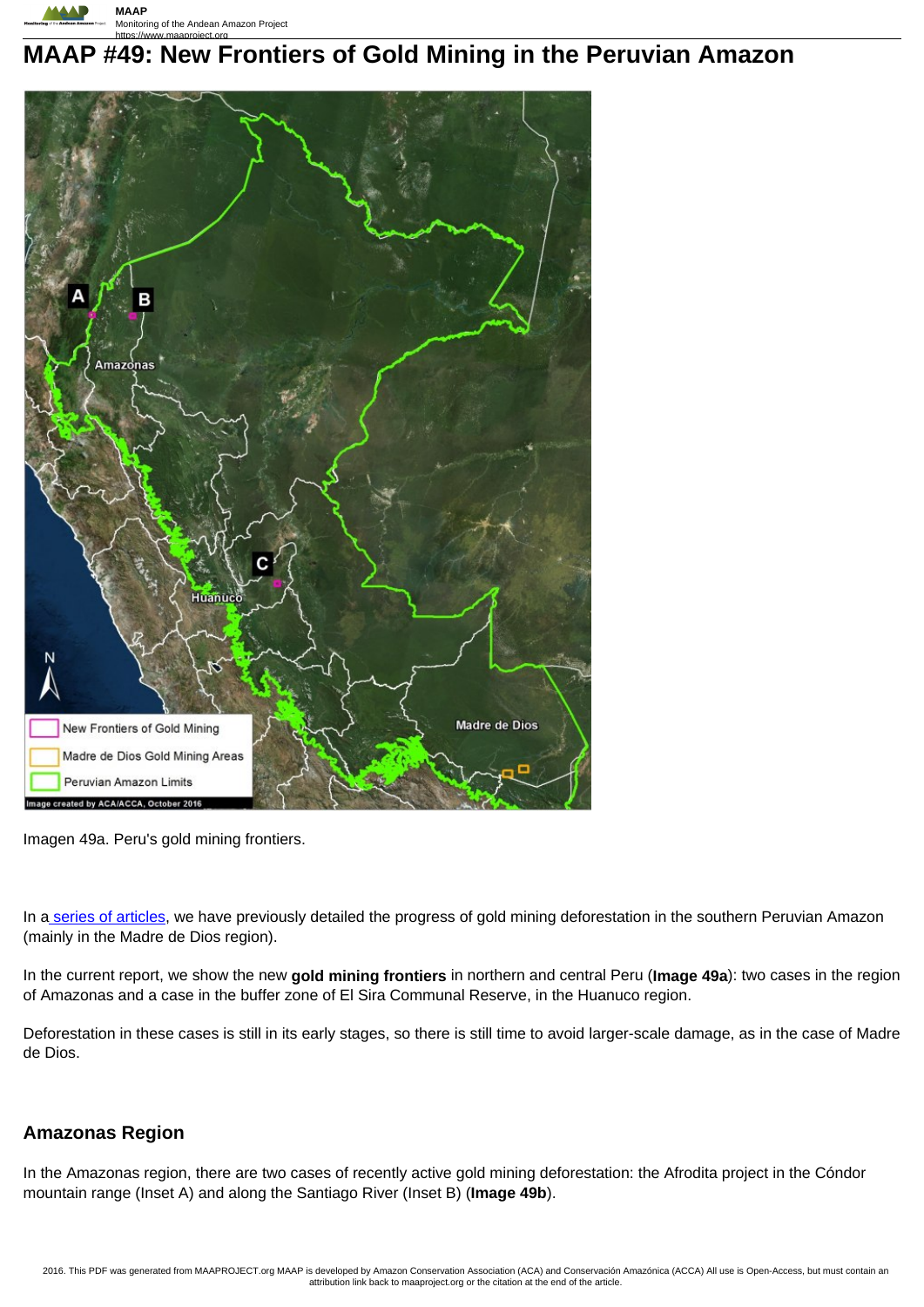# MAAP #49: New Frontiers of Gold Mining in the Peruvian Amazon

Imagen 49a. Peru's gold mining frontiers.

In a series of articles, we have previously detailed the progress of gold mining deforestation in the southern Peruvian Amazon (mainly in the Madre de Dios region).

In the current report, we show the new **gold mining frontiers** in northern and central Peru (**Image 49a**): two cases in the region of Amazonas and a case in the buffer zone of El Sira Communal Reserve, in the Huanuco region.

Deforestation in these cases is still in its early stages, so there is still time to avoid larger-scale damage, as in the case of Madre de Dios.

## Amazonas Region

In the Amazonas region, there are two cases of recently active gold mining deforestation: the Afrodita project in the Cóndor mountain range (Inset A) and along the Santiago River (Inset B) (**Image 49b**).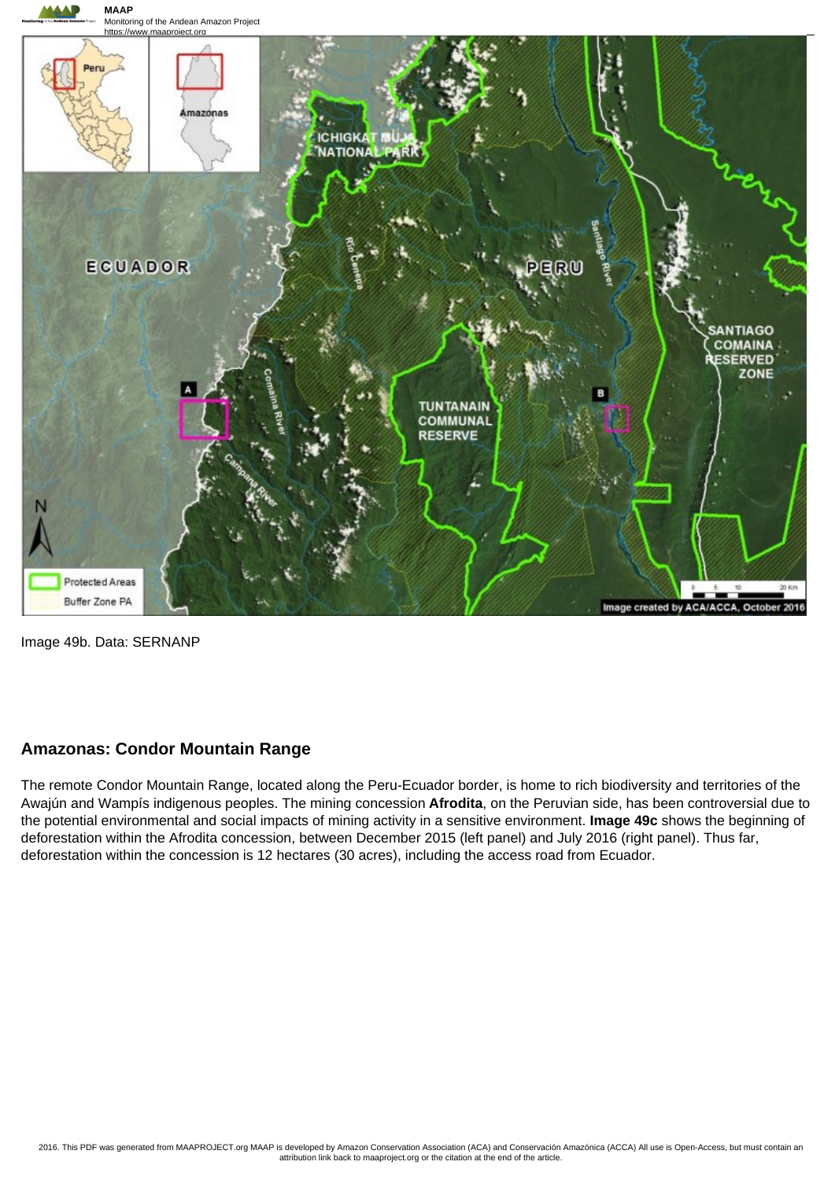Image 49b. Data: SERNANP

## Amazonas: Condor Mountain Range

The remote Condor Mountain Range, located along the Peru-Ecuador border, is home to rich biodiversity and territories of the Awajún and Wampís indigenous peoples. The mining concession **Afrodita**, on the Peruvian side, has been controversial due to the potential environmental and social impacts of mining activity in a sensitive environment. **Image 49c** shows the beginning of deforestation within the Afrodita concession, between December 2015 (left panel) and July 2016 (right panel). Thus far, deforestation within the concession is 12 hectares (30 acres), including the access road from Ecuador.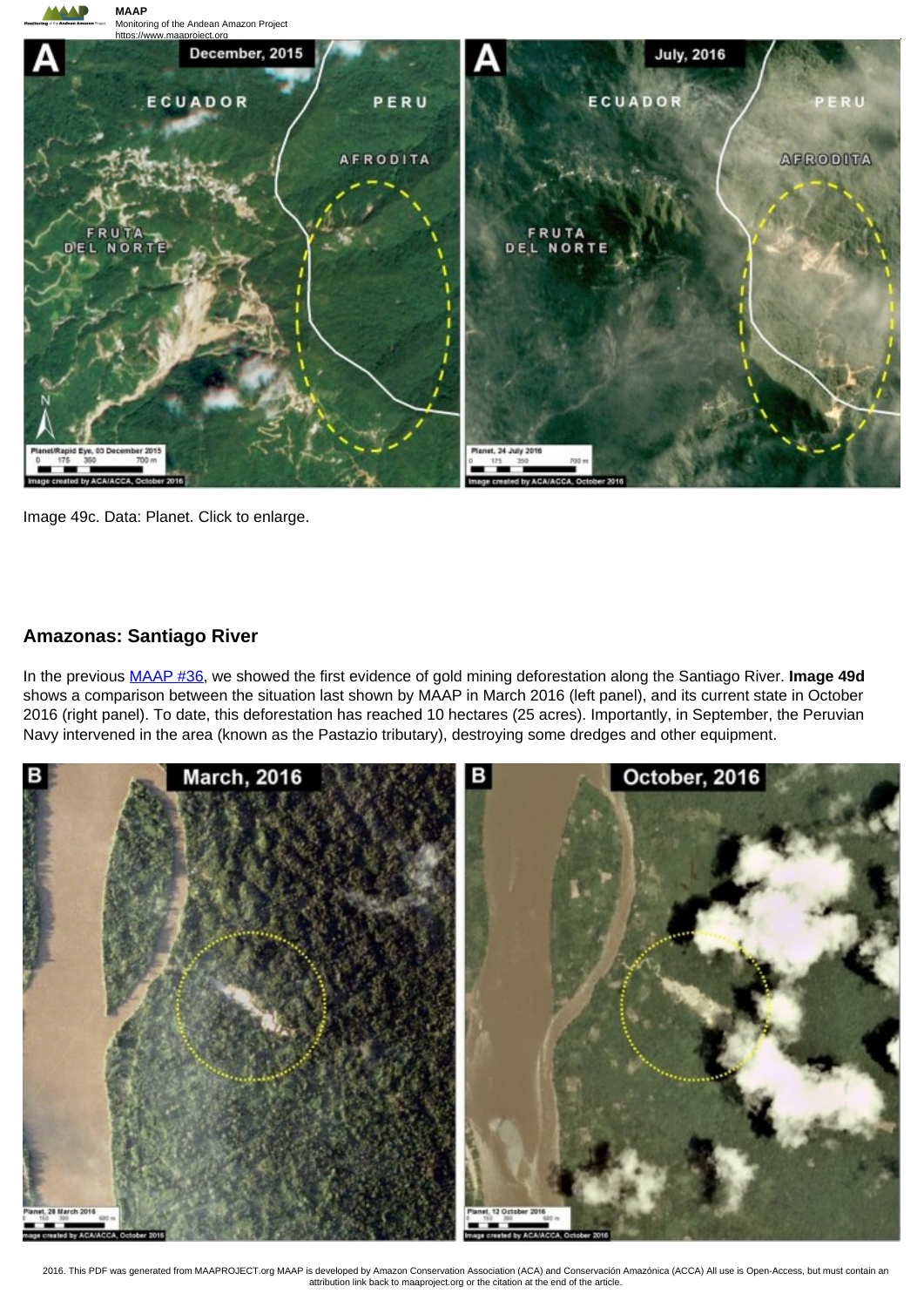Image 49c. Data: Planet. Click to enlarge.

## Amazonas: Santiago River

In the previous [MAAP #36](), we showed the first evidence of gold mining deforestation along the Santiago River. **Image 49d** shows a comparison between the situation last shown by MAAP in March 2016 (left panel), and its current state in October 2016 (right panel). To date, this deforestation has reached 10 hectares (25 acres). Importantly, in September, the Peruvian Navy intervened in the area (known as the Pastazio tributary), destroying some dredges and other equipment.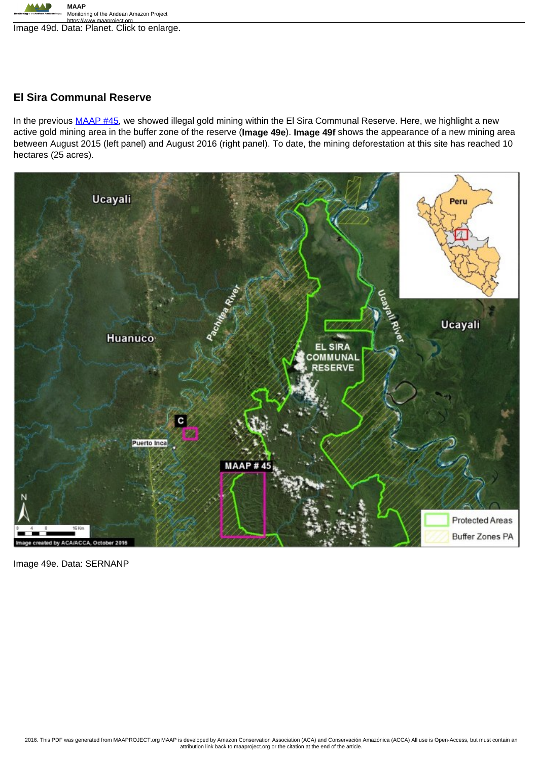Image 49d. Data: Planet. Click to enlarge.

## El Sira Communal Reserve

In the previous MAAP #45, we showed illegal gold mining within the El Sira Communal Reserve. Here, we highlight a new active gold mining area in the buffer zone of the reserve (**Image 49e**). **Image 49f** shows the appearance of a new mining area between August 2015 (left panel) and August 2016 (right panel). To date, the mining deforestation at this site has reached 10 hectares (25 acres).

Image 49e. Data: SERNANP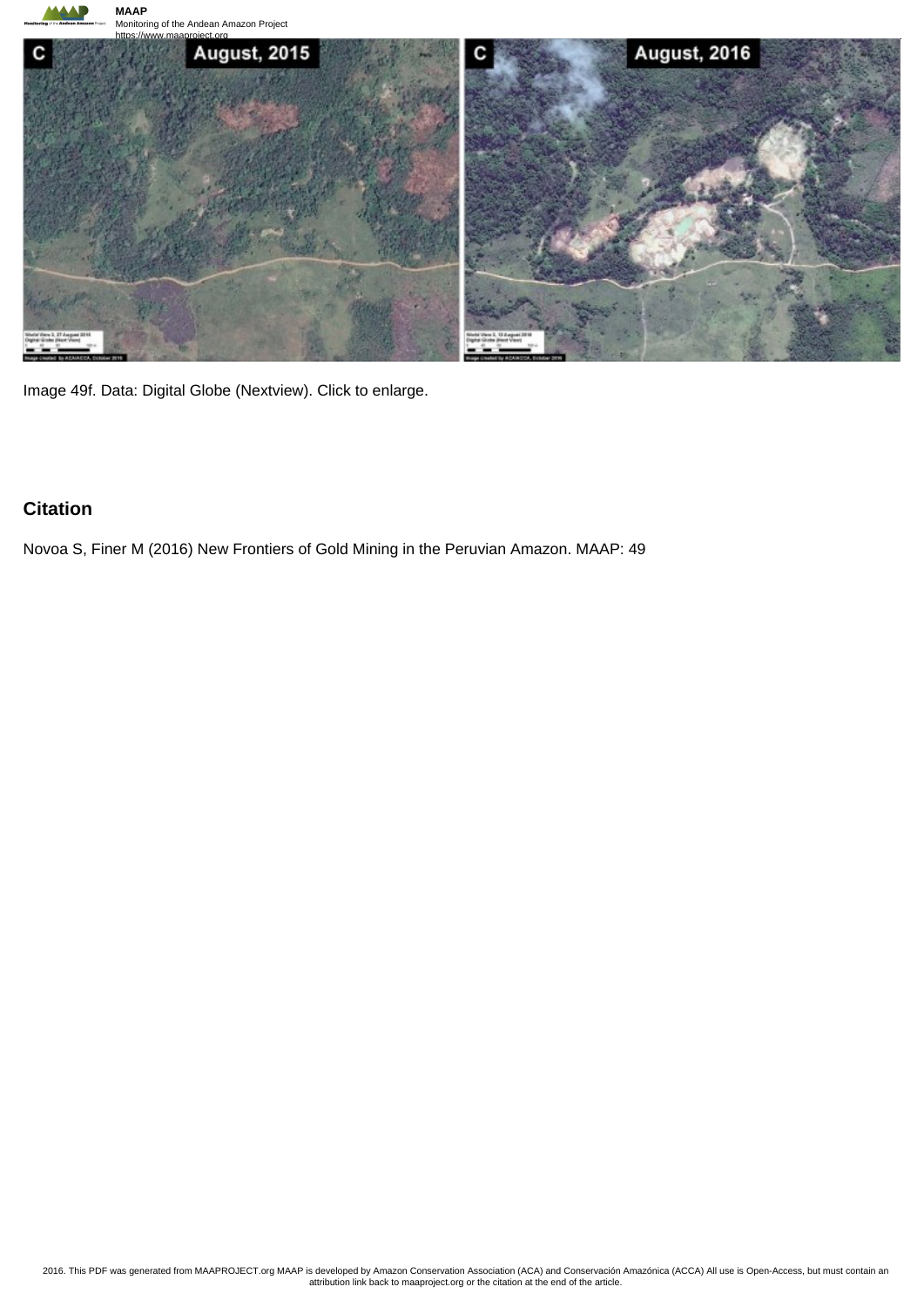Image 49f. Data: Digital Globe (Nextview). Click to enlarge.

## Citation

Novoa S, Finer M (2016) New Frontiers of Gold Mining in the Peruvian Amazon. MAAP: 49